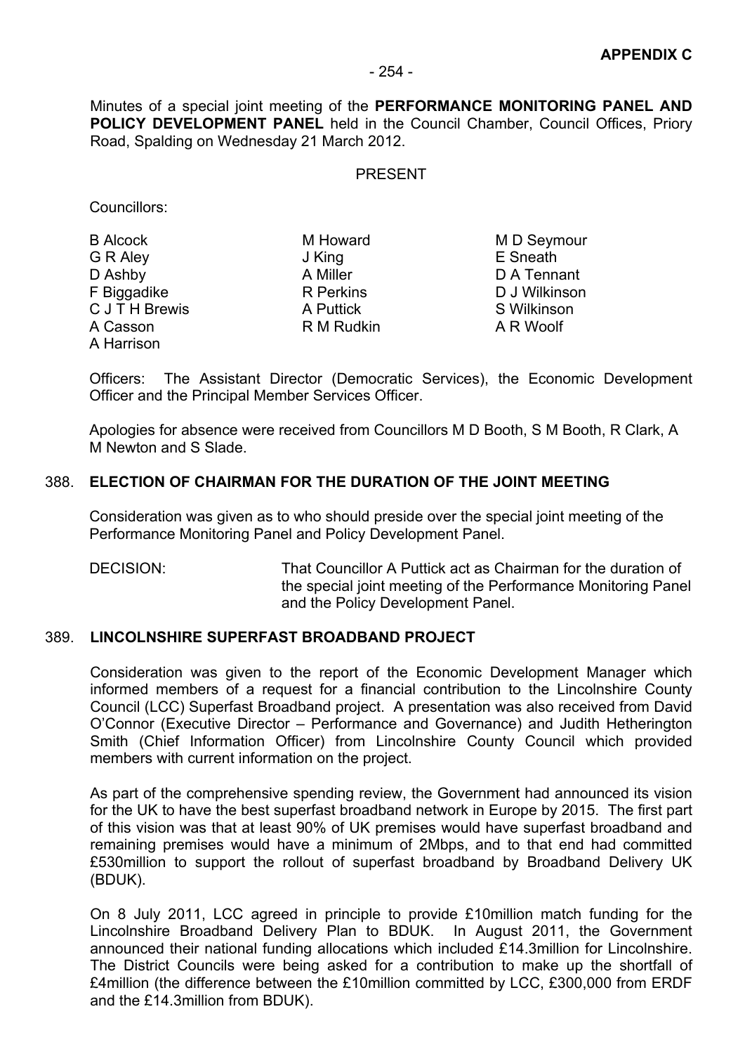**APPENDIX C**

Minutes of a special joint meeting of the **PERFORMANCE MONITORING PANEL AND POLICY DEVELOPMENT PANEL** held in the Council Chamber, Council Offices, Priory Road, Spalding on Wednesday 21 March 2012.

PRESENT

Councillors:

B Alcock
G R Aley
D Ashby
F Biggadike
C J T H Brewis
A Casson
A Harrison
M Howard
J King
A Miller
R Perkins
A Puttick
R M Rudkin
M D Seymour
E Sneath
D A Tennant
D J Wilkinson
S Wilkinson
A R Woolf

Officers: The Assistant Director (Democratic Services), the Economic Development Officer and the Principal Member Services Officer.

Apologies for absence were received from Councillors M D Booth, S M Booth, R Clark, A M Newton and S Slade.

## 388. ELECTION OF CHAIRMAN FOR THE DURATION OF THE JOINT MEETING

Consideration was given as to who should preside over the special joint meeting of the Performance Monitoring Panel and Policy Development Panel.

DECISION: That Councillor A Puttick act as Chairman for the duration of the special joint meeting of the Performance Monitoring Panel and the Policy Development Panel.

## 389. LINCOLNSHIRE SUPERFAST BROADBAND PROJECT

Consideration was given to the report of the Economic Development Manager which informed members of a request for a financial contribution to the Lincolnshire County Council (LCC) Superfast Broadband project. A presentation was also received from David O'Connor (Executive Director – Performance and Governance) and Judith Hetherington Smith (Chief Information Officer) from Lincolnshire County Council which provided members with current information on the project.

As part of the comprehensive spending review, the Government had announced its vision for the UK to have the best superfast broadband network in Europe by 2015. The first part of this vision was that at least 90% of UK premises would have superfast broadband and remaining premises would have a minimum of 2Mbps, and to that end had committed £530million to support the rollout of superfast broadband by Broadband Delivery UK (BDUK).

On 8 July 2011, LCC agreed in principle to provide £10million match funding for the Lincolnshire Broadband Delivery Plan to BDUK. In August 2011, the Government announced their national funding allocations which included £14.3million for Lincolnshire. The District Councils were being asked for a contribution to make up the shortfall of £4million (the difference between the £10million committed by LCC, £300,000 from ERDF and the £14.3million from BDUK).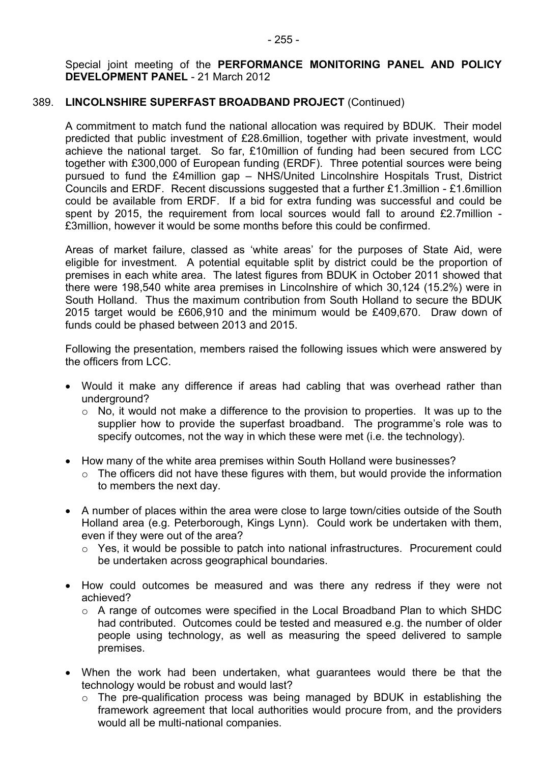Special joint meeting of the **PERFORMANCE MONITORING PANEL AND POLICY DEVELOPMENT PANEL** - 21 March 2012

389. **LINCOLNSHIRE SUPERFAST BROADBAND PROJECT** (Continued)

A commitment to match fund the national allocation was required by BDUK. Their model predicted that public investment of £28.6million, together with private investment, would achieve the national target. So far, £10million of funding had been secured from LCC together with £300,000 of European funding (ERDF). Three potential sources were being pursued to fund the £4million gap – NHS/United Lincolnshire Hospitals Trust, District Councils and ERDF. Recent discussions suggested that a further £1.3million - £1.6million could be available from ERDF. If a bid for extra funding was successful and could be spent by 2015, the requirement from local sources would fall to around £2.7million - £3million, however it would be some months before this could be confirmed.

Areas of market failure, classed as 'white areas' for the purposes of State Aid, were eligible for investment. A potential equitable split by district could be the proportion of premises in each white area. The latest figures from BDUK in October 2011 showed that there were 198,540 white area premises in Lincolnshire of which 30,124 (15.2%) were in South Holland. Thus the maximum contribution from South Holland to secure the BDUK 2015 target would be £606,910 and the minimum would be £409,670. Draw down of funds could be phased between 2013 and 2015.

Following the presentation, members raised the following issues which were answered by the officers from LCC.

- Would it make any difference if areas had cabling that was overhead rather than underground?
  - No, it would not make a difference to the provision to properties. It was up to the supplier how to provide the superfast broadband. The programme's role was to specify outcomes, not the way in which these were met (i.e. the technology).
- How many of the white area premises within South Holland were businesses?
  - The officers did not have these figures with them, but would provide the information to members the next day.
- A number of places within the area were close to large town/cities outside of the South Holland area (e.g. Peterborough, Kings Lynn). Could work be undertaken with them, even if they were out of the area?
  - Yes, it would be possible to patch into national infrastructures. Procurement could be undertaken across geographical boundaries.
- How could outcomes be measured and was there any redress if they were not achieved?
  - A range of outcomes were specified in the Local Broadband Plan to which SHDC had contributed. Outcomes could be tested and measured e.g. the number of older people using technology, as well as measuring the speed delivered to sample premises.
- When the work had been undertaken, what guarantees would there be that the technology would be robust and would last?
  - The pre-qualification process was being managed by BDUK in establishing the framework agreement that local authorities would procure from, and the providers would all be multi-national companies.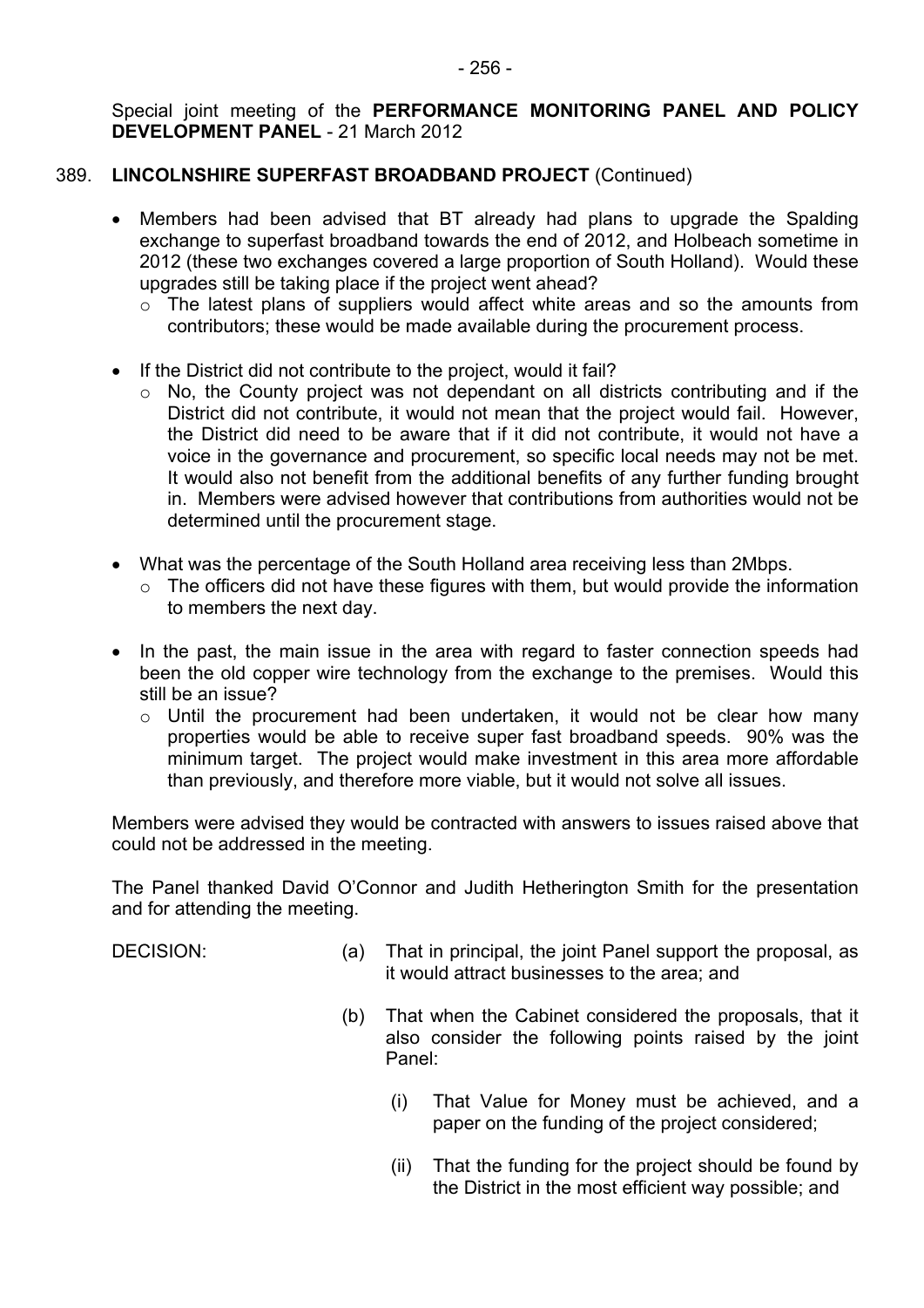Special joint meeting of the **PERFORMANCE MONITORING PANEL AND POLICY DEVELOPMENT PANEL** - 21 March 2012

389. **LINCOLNSHIRE SUPERFAST BROADBAND PROJECT** (Continued)

- Members had been advised that BT already had plans to upgrade the Spalding exchange to superfast broadband towards the end of 2012, and Holbeach sometime in 2012 (these two exchanges covered a large proportion of South Holland). Would these upgrades still be taking place if the project went ahead?
  - The latest plans of suppliers would affect white areas and so the amounts from contributors; these would be made available during the procurement process.

- If the District did not contribute to the project, would it fail?
  - No, the County project was not dependant on all districts contributing and if the District did not contribute, it would not mean that the project would fail. However, the District did need to be aware that if it did not contribute, it would not have a voice in the governance and procurement, so specific local needs may not be met. It would also not benefit from the additional benefits of any further funding brought in. Members were advised however that contributions from authorities would not be determined until the procurement stage.

- What was the percentage of the South Holland area receiving less than 2Mbps.
  - The officers did not have these figures with them, but would provide the information to members the next day.

- In the past, the main issue in the area with regard to faster connection speeds had been the old copper wire technology from the exchange to the premises. Would this still be an issue?
  - Until the procurement had been undertaken, it would not be clear how many properties would be able to receive super fast broadband speeds. 90% was the minimum target. The project would make investment in this area more affordable than previously, and therefore more viable, but it would not solve all issues.

Members were advised they would be contracted with answers to issues raised above that could not be addressed in the meeting.

The Panel thanked David O'Connor and Judith Hetherington Smith for the presentation and for attending the meeting.

DECISION:

(a) That in principal, the joint Panel support the proposal, as it would attract businesses to the area; and

(b) That when the Cabinet considered the proposals, that it also consider the following points raised by the joint Panel:

(i) That Value for Money must be achieved, and a paper on the funding of the project considered;

(ii) That the funding for the project should be found by the District in the most efficient way possible; and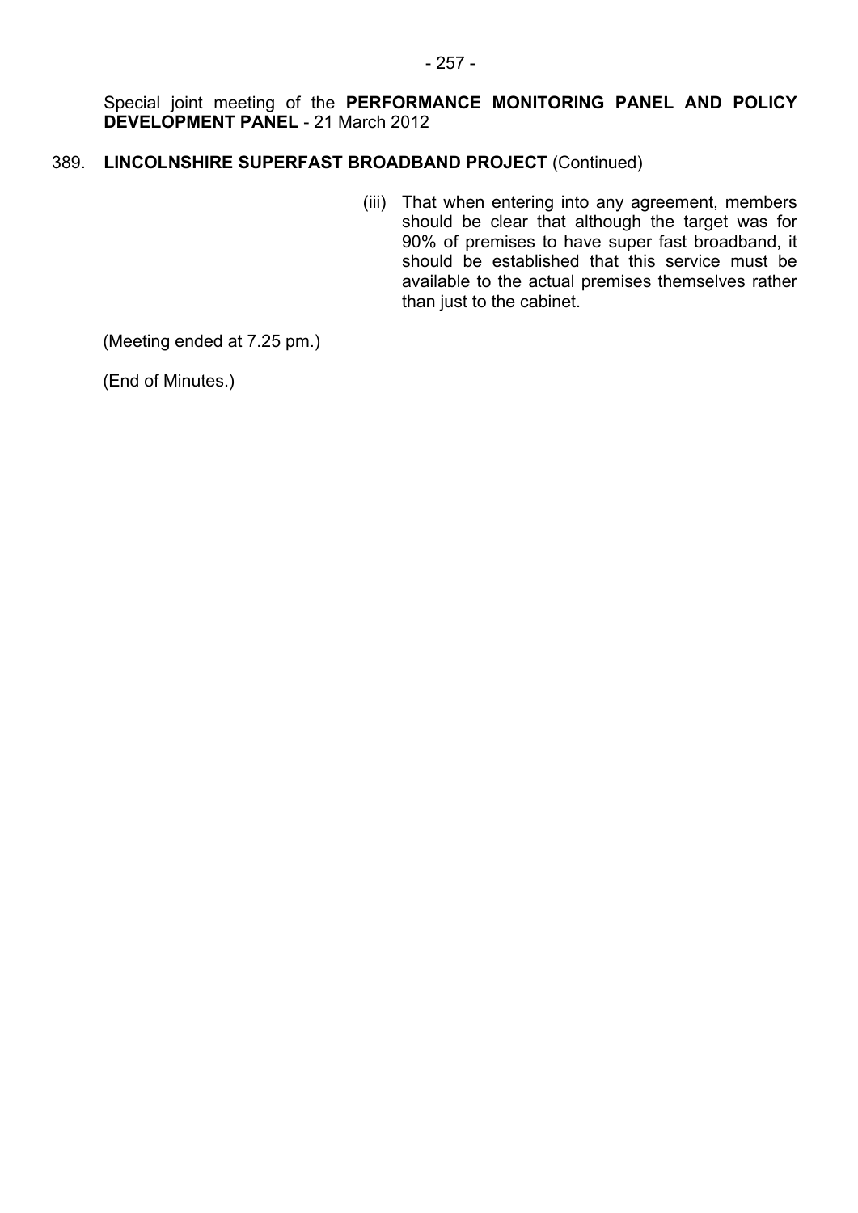Special joint meeting of the **PERFORMANCE MONITORING PANEL AND POLICY DEVELOPMENT PANEL** - 21 March 2012

389. **LINCOLNSHIRE SUPERFAST BROADBAND PROJECT** (Continued)

(iii) That when entering into any agreement, members should be clear that although the target was for 90% of premises to have super fast broadband, it should be established that this service must be available to the actual premises themselves rather than just to the cabinet.

(Meeting ended at 7.25 pm.)

(End of Minutes.)